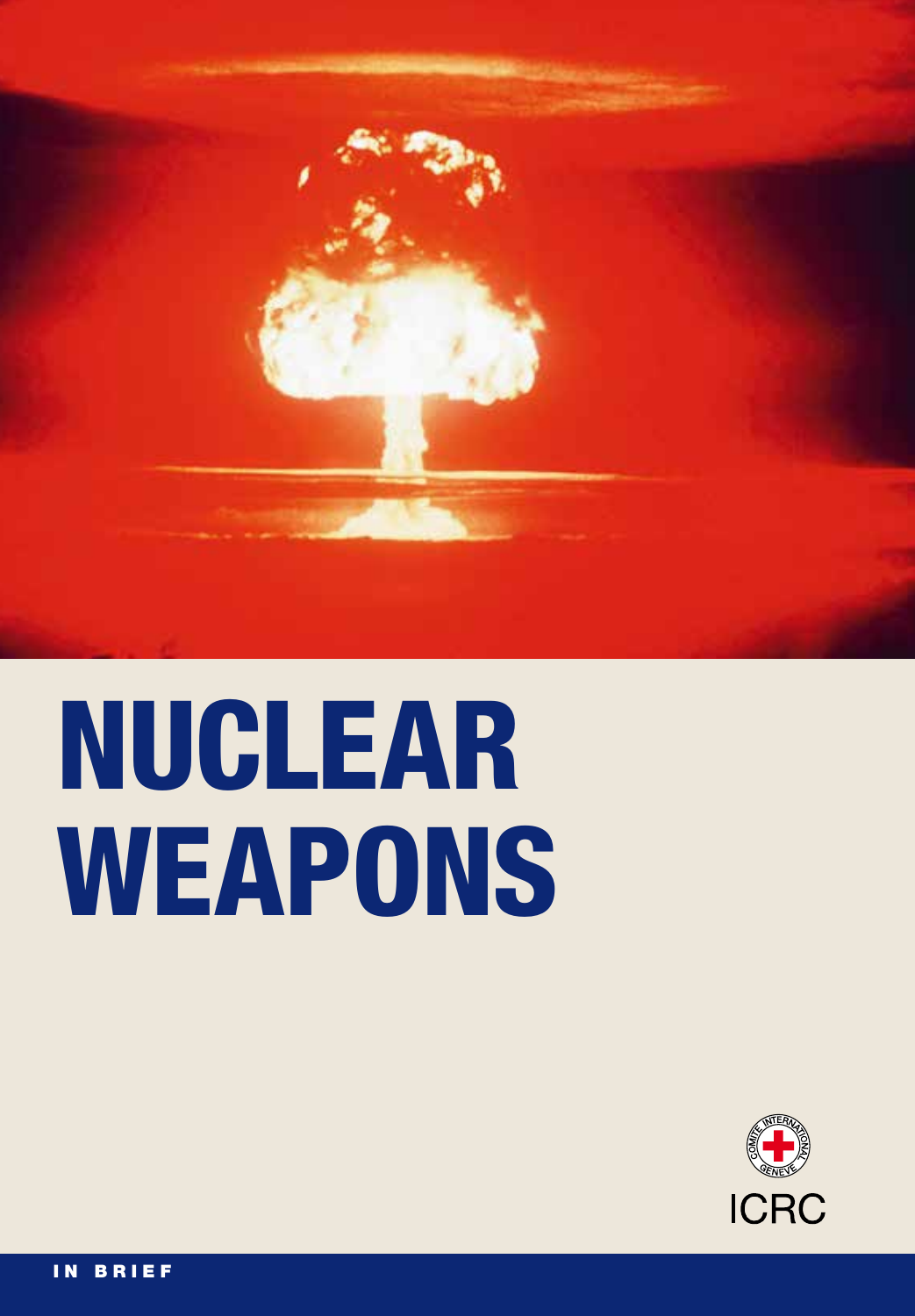# NUCLEAR WEAPONS

ICRC

IN BRIEF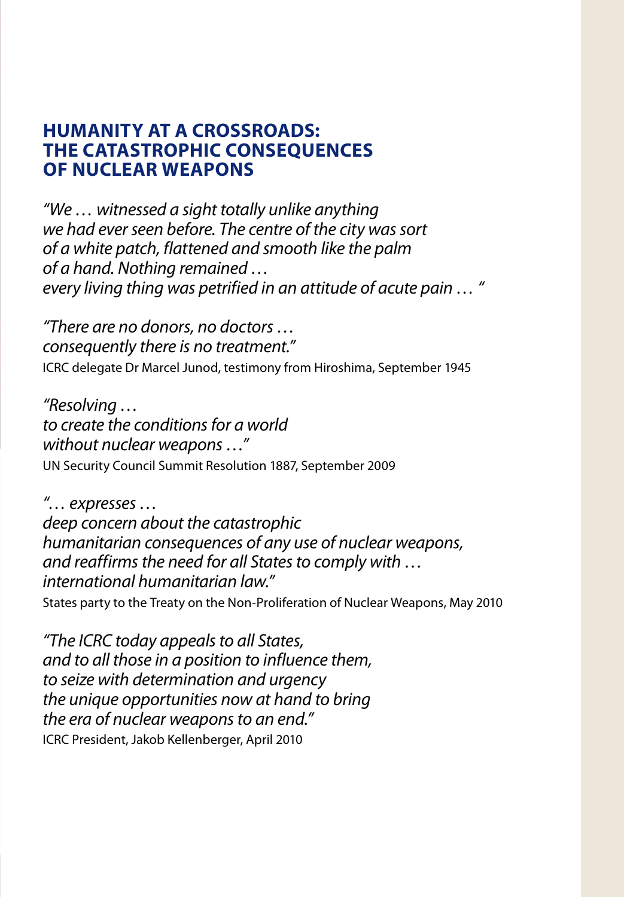# HUMANITY AT A CROSSROADS: THE CATASTROPHIC CONSEQUENCES OF NUCLEAR WEAPONS

*"We … witnessed a sight totally unlike anything we had ever seen before. The centre of the city was sort of a white patch, flattened and smooth like the palm of a hand. Nothing remained … every living thing was petrified in an attitude of acute pain … "*

*"There are no donors, no doctors … consequently there is no treatment."*
ICRC delegate Dr Marcel Junod, testimony from Hiroshima, September 1945

*"Resolving … to create the conditions for a world without nuclear weapons …"*
UN Security Council Summit Resolution 1887, September 2009

*"… expresses … deep concern about the catastrophic humanitarian consequences of any use of nuclear weapons, and reaffirms the need for all States to comply with … international humanitarian law."*
States party to the Treaty on the Non-Proliferation of Nuclear Weapons, May 2010

*"The ICRC today appeals to all States, and to all those in a position to influence them, to seize with determination and urgency the unique opportunities now at hand to bring the era of nuclear weapons to an end."*
ICRC President, Jakob Kellenberger, April 2010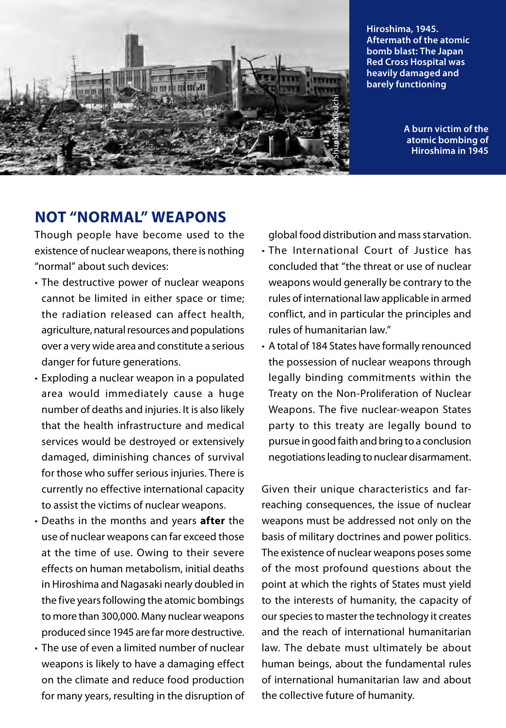Hiroshima, 1945. Aftermath of the atomic bomb blast: The Japan Red Cross Hospital was heavily damaged and barely functioning

Shunkichi Kikuchi

A burn victim of the atomic bombing of Hiroshima in 1945

## NOT "NORMAL" WEAPONS

Though people have become used to the existence of nuclear weapons, there is nothing "normal" about such devices:

- The destructive power of nuclear weapons cannot be limited in either space or time; the radiation released can affect health, agriculture, natural resources and populations over a very wide area and constitute a serious danger for future generations.
- Exploding a nuclear weapon in a populated area would immediately cause a huge number of deaths and injuries. It is also likely that the health infrastructure and medical services would be destroyed or extensively damaged, diminishing chances of survival for those who suffer serious injuries. There is currently no effective international capacity to assist the victims of nuclear weapons.
- Deaths in the months and years **after** the use of nuclear weapons can far exceed those at the time of use. Owing to their severe effects on human metabolism, initial deaths in Hiroshima and Nagasaki nearly doubled in the five years following the atomic bombings to more than 300,000. Many nuclear weapons produced since 1945 are far more destructive.
- The use of even a limited number of nuclear weapons is likely to have a damaging effect on the climate and reduce food production for many years, resulting in the disruption of global food distribution and mass starvation.
- The International Court of Justice has concluded that "the threat or use of nuclear weapons would generally be contrary to the rules of international law applicable in armed conflict, and in particular the principles and rules of humanitarian law."
- A total of 184 States have formally renounced the possession of nuclear weapons through legally binding commitments within the Treaty on the Non-Proliferation of Nuclear Weapons. The five nuclear-weapon States party to this treaty are legally bound to pursue in good faith and bring to a conclusion negotiations leading to nuclear disarmament.

Given their unique characteristics and far-reaching consequences, the issue of nuclear weapons must be addressed not only on the basis of military doctrines and power politics. The existence of nuclear weapons poses some of the most profound questions about the point at which the rights of States must yield to the interests of humanity, the capacity of our species to master the technology it creates and the reach of international humanitarian law. The debate must ultimately be about human beings, about the fundamental rules of international humanitarian law and about the collective future of humanity.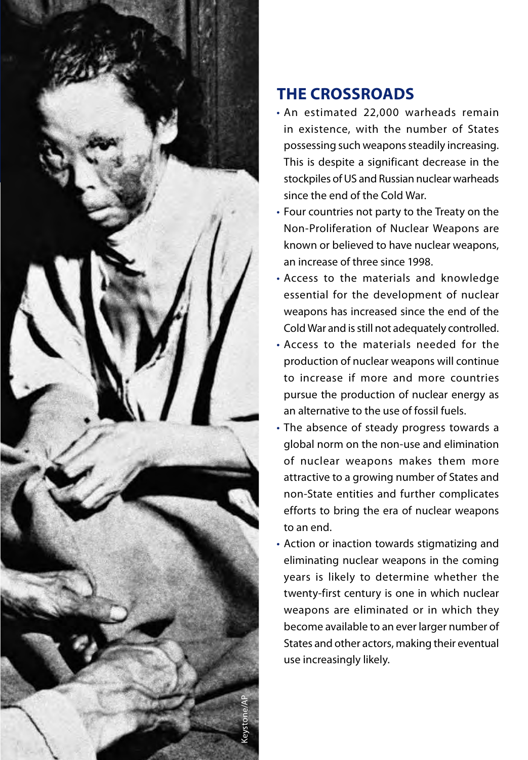## THE CROSSROADS

- An estimated 22,000 warheads remain in existence, with the number of States possessing such weapons steadily increasing. This is despite a significant decrease in the stockpiles of US and Russian nuclear warheads since the end of the Cold War.
- Four countries not party to the Treaty on the Non-Proliferation of Nuclear Weapons are known or believed to have nuclear weapons, an increase of three since 1998.
- Access to the materials and knowledge essential for the development of nuclear weapons has increased since the end of the Cold War and is still not adequately controlled.
- Access to the materials needed for the production of nuclear weapons will continue to increase if more and more countries pursue the production of nuclear energy as an alternative to the use of fossil fuels.
- The absence of steady progress towards a global norm on the non-use and elimination of nuclear weapons makes them more attractive to a growing number of States and non-State entities and further complicates efforts to bring the era of nuclear weapons to an end.
- Action or inaction towards stigmatizing and eliminating nuclear weapons in the coming years is likely to determine whether the twenty-first century is one in which nuclear weapons are eliminated or in which they become available to an ever larger number of States and other actors, making their eventual use increasingly likely.

Keystone/AP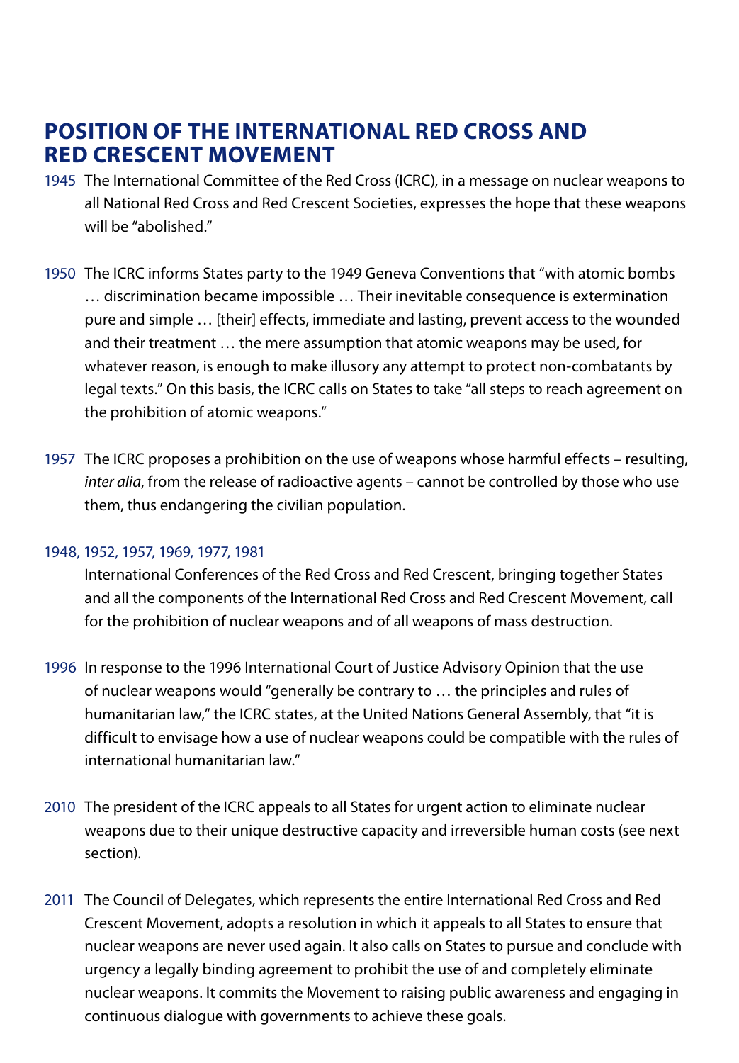## POSITION OF THE INTERNATIONAL RED CROSS AND RED CRESCENT MOVEMENT

1945 The International Committee of the Red Cross (ICRC), in a message on nuclear weapons to all National Red Cross and Red Crescent Societies, expresses the hope that these weapons will be "abolished."

1950 The ICRC informs States party to the 1949 Geneva Conventions that "with atomic bombs … discrimination became impossible … Their inevitable consequence is extermination pure and simple … [their] effects, immediate and lasting, prevent access to the wounded and their treatment … the mere assumption that atomic weapons may be used, for whatever reason, is enough to make illusory any attempt to protect non-combatants by legal texts." On this basis, the ICRC calls on States to take "all steps to reach agreement on the prohibition of atomic weapons."

1957 The ICRC proposes a prohibition on the use of weapons whose harmful effects – resulting, *inter alia*, from the release of radioactive agents – cannot be controlled by those who use them, thus endangering the civilian population.

1948, 1952, 1957, 1969, 1977, 1981
International Conferences of the Red Cross and Red Crescent, bringing together States and all the components of the International Red Cross and Red Crescent Movement, call for the prohibition of nuclear weapons and of all weapons of mass destruction.

1996 In response to the 1996 International Court of Justice Advisory Opinion that the use of nuclear weapons would "generally be contrary to … the principles and rules of humanitarian law," the ICRC states, at the United Nations General Assembly, that "it is difficult to envisage how a use of nuclear weapons could be compatible with the rules of international humanitarian law."

2010 The president of the ICRC appeals to all States for urgent action to eliminate nuclear weapons due to their unique destructive capacity and irreversible human costs (see next section).

2011 The Council of Delegates, which represents the entire International Red Cross and Red Crescent Movement, adopts a resolution in which it appeals to all States to ensure that nuclear weapons are never used again. It also calls on States to pursue and conclude with urgency a legally binding agreement to prohibit the use of and completely eliminate nuclear weapons. It commits the Movement to raising public awareness and engaging in continuous dialogue with governments to achieve these goals.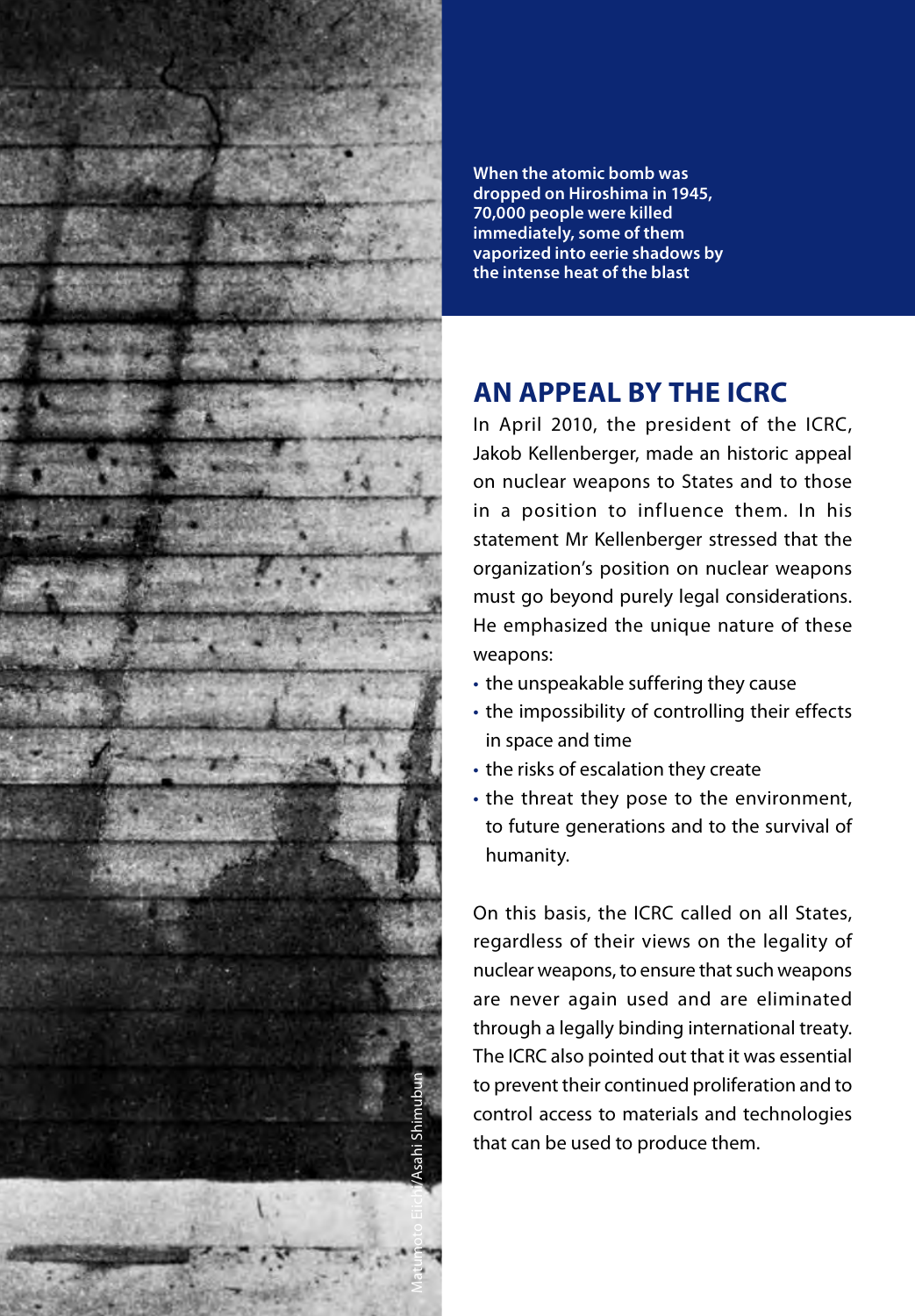**When the atomic bomb was dropped on Hiroshima in 1945, 70,000 people were killed immediately, some of them vaporized into eerie shadows by the intense heat of the blast**

Matumoto Eichi/Asahi Shimubun

## AN APPEAL BY THE ICRC

In April 2010, the president of the ICRC, Jakob Kellenberger, made an historic appeal on nuclear weapons to States and to those in a position to influence them. In his statement Mr Kellenberger stressed that the organization's position on nuclear weapons must go beyond purely legal considerations. He emphasized the unique nature of these weapons:

- the unspeakable suffering they cause
- the impossibility of controlling their effects in space and time
- the risks of escalation they create
- the threat they pose to the environment, to future generations and to the survival of humanity.

On this basis, the ICRC called on all States, regardless of their views on the legality of nuclear weapons, to ensure that such weapons are never again used and are eliminated through a legally binding international treaty. The ICRC also pointed out that it was essential to prevent their continued proliferation and to control access to materials and technologies that can be used to produce them.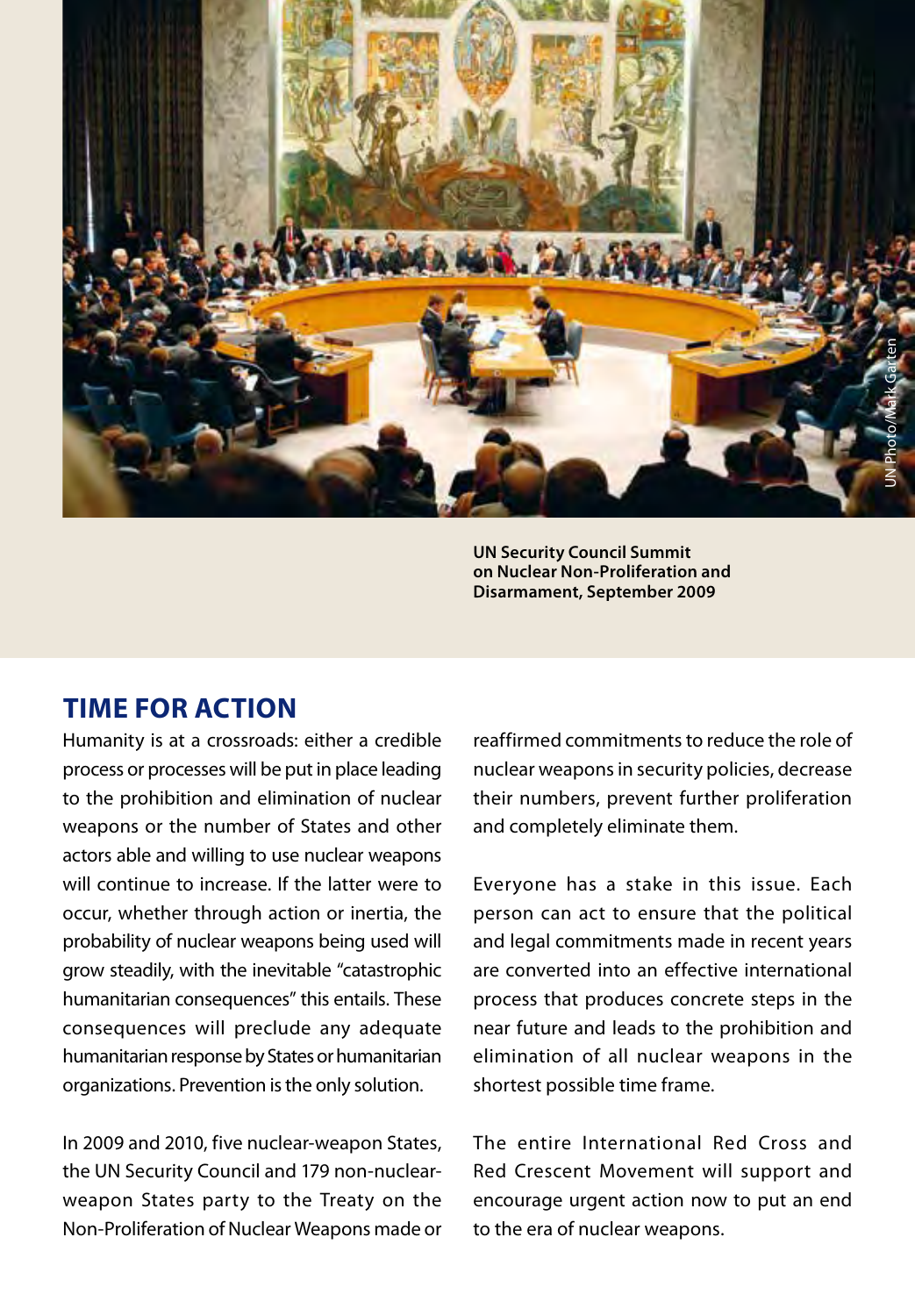UN Security Council Summit on Nuclear Non-Proliferation and Disarmament, September 2009

## TIME FOR ACTION

Humanity is at a crossroads: either a credible process or processes will be put in place leading to the prohibition and elimination of nuclear weapons or the number of States and other actors able and willing to use nuclear weapons will continue to increase. If the latter were to occur, whether through action or inertia, the probability of nuclear weapons being used will grow steadily, with the inevitable "catastrophic humanitarian consequences" this entails. These consequences will preclude any adequate humanitarian response by States or humanitarian organizations. Prevention is the only solution.

In 2009 and 2010, five nuclear-weapon States, the UN Security Council and 179 non-nuclear-weapon States party to the Treaty on the Non-Proliferation of Nuclear Weapons made or reaffirmed commitments to reduce the role of nuclear weapons in security policies, decrease their numbers, prevent further proliferation and completely eliminate them.

Everyone has a stake in this issue. Each person can act to ensure that the political and legal commitments made in recent years are converted into an effective international process that produces concrete steps in the near future and leads to the prohibition and elimination of all nuclear weapons in the shortest possible time frame.

The entire International Red Cross and Red Crescent Movement will support and encourage urgent action now to put an end to the era of nuclear weapons.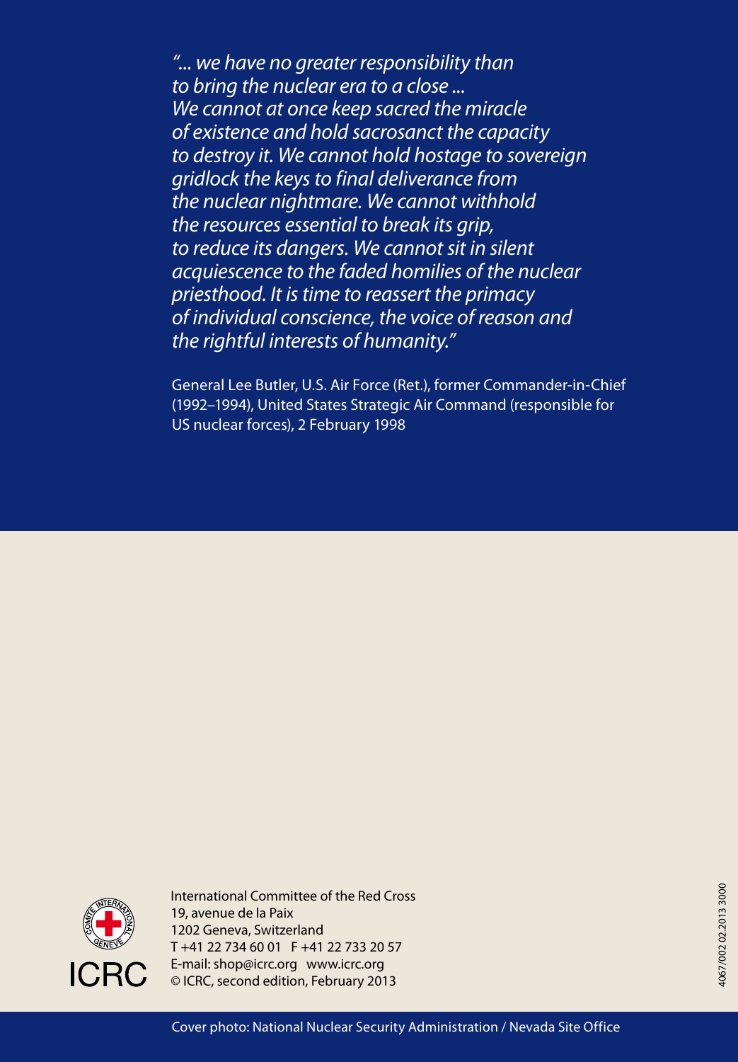*"... we have no greater responsibility than to bring the nuclear era to a close ... We cannot at once keep sacred the miracle of existence and hold sacrosanct the capacity to destroy it. We cannot hold hostage to sovereign gridlock the keys to final deliverance from the nuclear nightmare. We cannot withhold the resources essential to break its grip, to reduce its dangers. We cannot sit in silent acquiescence to the faded homilies of the nuclear priesthood. It is time to reassert the primacy of individual conscience, the voice of reason and the rightful interests of humanity."*

General Lee Butler, U.S. Air Force (Ret.), former Commander-in-Chief (1992–1994), United States Strategic Air Command (responsible for US nuclear forces), 2 February 1998

ICRC

International Committee of the Red Cross
19, avenue de la Paix
1202 Geneva, Switzerland
T +41 22 734 60 01 F +41 22 733 20 57
E-mail: shop@icrc.org www.icrc.org
© ICRC, second edition, February 2013

4067/002 02.2013 3000

Cover photo: National Nuclear Security Administration / Nevada Site Office